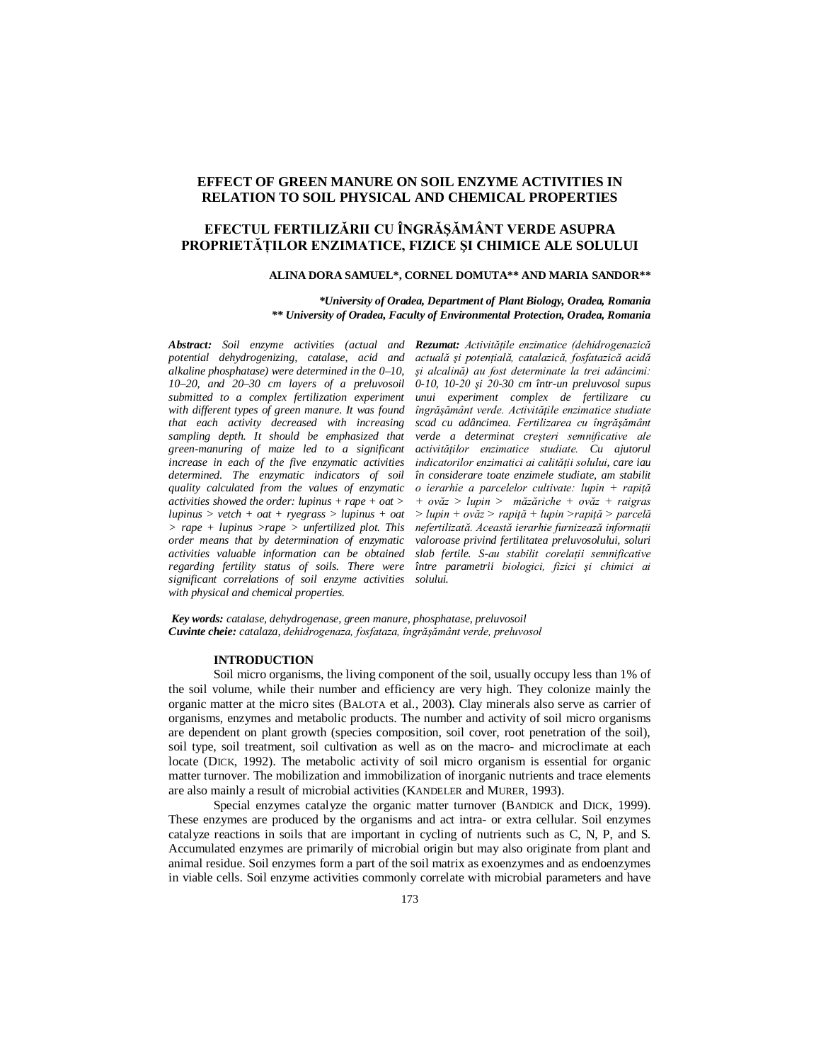# EFFECT OF GREEN MANURE ON SOIL ENZYME ACTIVITIES IN RELATION TO SOIL PHYSICAL AND CHEMICAL PROPERTIES

# EFECTUL FERTILIZĂRII CU ÎNGRĂȘĂMÂNT VERDE ASUPRA PROPRIETĂȚILOR ENZIMATICE, FIZICE ȘI CHIMICE ALE SOLULUI

**ALINA DORA SAMUEL\*, CORNEL DOMUTA\*\* AND MARIA SANDOR\*\***

***University of Oradea, Department of Plant Biology, Oradea, Romania***
***\*\* University of Oradea, Faculty of Environmental Protection, Oradea, Romania***

***Abstract:*** *Soil enzyme activities (actual and potential dehydrogenizing, catalase, acid and alkaline phosphatase) were determined in the 0–10, 10–20, and 20–30 cm layers of a preluvosoil submitted to a complex fertilization experiment with different types of green manure. It was found that each activity decreased with increasing sampling depth. It should be emphasized that green-manuring of maize led to a significant increase in each of the five enzymatic activities determined. The enzymatic indicators of soil quality calculated from the values of enzymatic activities showed the order: lupinus + rape + oat > lupinus > vetch + oat + ryegrass > lupinus + oat > rape + lupinus >rape > unfertilized plot. This order means that by determination of enzymatic activities valuable information can be obtained regarding fertility status of soils. There were significant correlations of soil enzyme activities with physical and chemical properties.*

***Rezumat:*** *Activitățile enzimatice (dehidrogenazică actuală și potențială, catalazică, fosfatazică acidă și alcalină) au fost determinate la trei adâncimi: 0-10, 10-20 și 20-30 cm într-un preluvosol supus unui experiment complex de fertilizare cu îngrășământ verde. Activitățile enzimatice studiate scad cu adâncimea. Fertilizarea cu îngrășământ verde a determinat creșteri semnificative ale activităților enzimatice studiate. Cu ajutorul indicatorilor enzimatici ai calității solului, care iau în considerare toate enzimele studiate, am stabilit o ierarhie a parcelelor cultivate: lupin + rapiță + ovăz > lupin > măzăriche + ovăz + raigras > lupin + ovăz > rapiță + lupin >rapiță > parcelă nefertilizată. Această ierarhie furnizează informații valoroase privind fertilitatea preluvosolului, soluri slab fertile. S-au stabilit corelații semnificative între parametrii biologici, fizici și chimici ai solului.*

***Key words:*** *catalase, dehydrogenase, green manure, phosphatase, preluvosoil*
***Cuvinte cheie:*** *catalaza, dehidrogenaza, fosfataza, îngrășământ verde, preluvosol*

## INTRODUCTION

Soil micro organisms, the living component of the soil, usually occupy less than 1% of the soil volume, while their number and efficiency are very high. They colonize mainly the organic matter at the micro sites (BALOTA et al., 2003). Clay minerals also serve as carrier of organisms, enzymes and metabolic products. The number and activity of soil micro organisms are dependent on plant growth (species composition, soil cover, root penetration of the soil), soil type, soil treatment, soil cultivation as well as on the macro- and microclimate at each locate (DICK, 1992). The metabolic activity of soil micro organism is essential for organic matter turnover. The mobilization and immobilization of inorganic nutrients and trace elements are also mainly a result of microbial activities (KANDELER and MURER, 1993).

Special enzymes catalyze the organic matter turnover (BANDICK and DICK, 1999). These enzymes are produced by the organisms and act intra- or extra cellular. Soil enzymes catalyze reactions in soils that are important in cycling of nutrients such as C, N, P, and S. Accumulated enzymes are primarily of microbial origin but may also originate from plant and animal residue. Soil enzymes form a part of the soil matrix as exoenzymes and as endoenzymes in viable cells. Soil enzyme activities commonly correlate with microbial parameters and have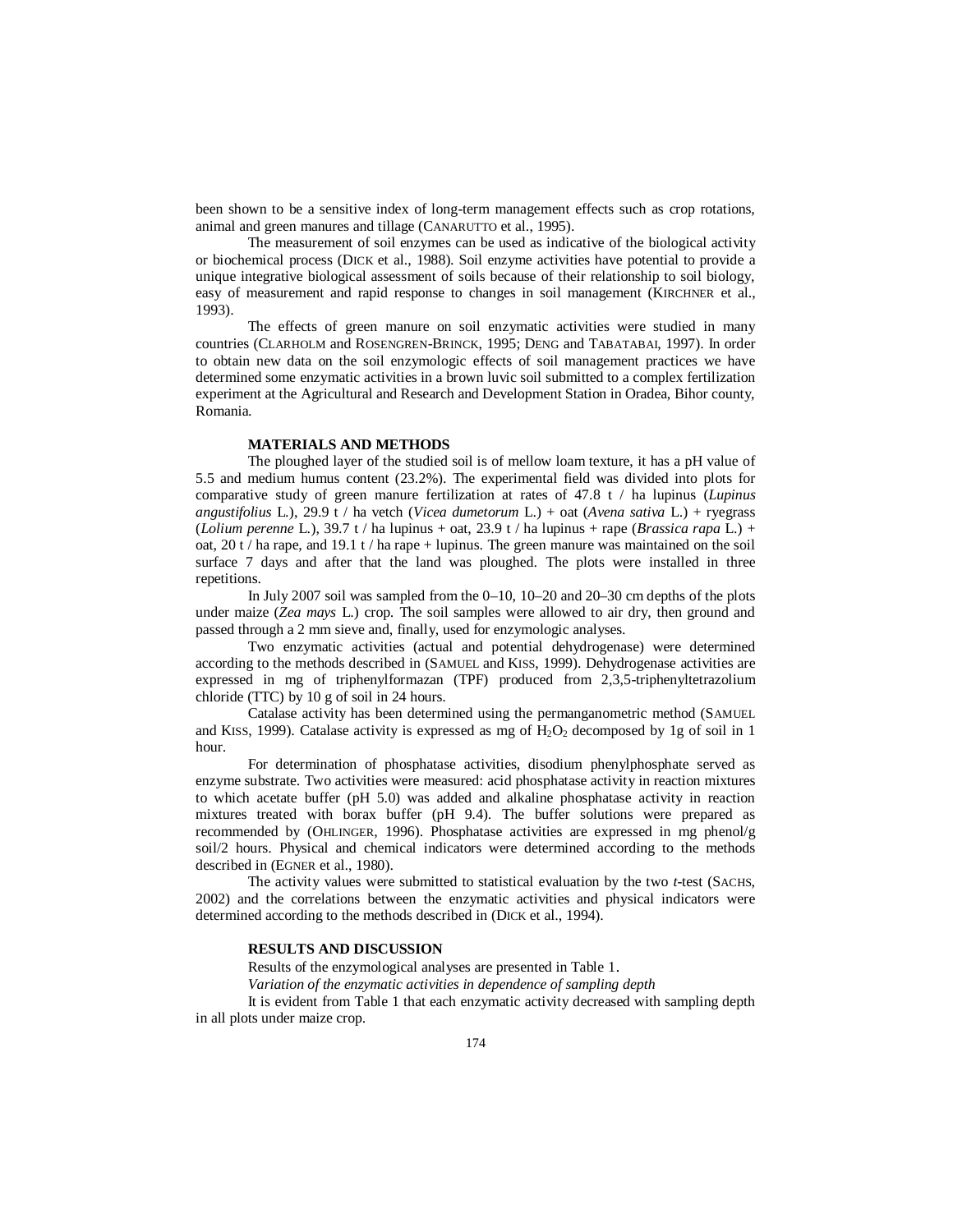been shown to be a sensitive index of long-term management effects such as crop rotations, animal and green manures and tillage (CANARUTTO et al., 1995).

The measurement of soil enzymes can be used as indicative of the biological activity or biochemical process (DICK et al., 1988). Soil enzyme activities have potential to provide a unique integrative biological assessment of soils because of their relationship to soil biology, easy of measurement and rapid response to changes in soil management (KIRCHNER et al., 1993).

The effects of green manure on soil enzymatic activities were studied in many countries (CLARHOLM and ROSENGREN-BRINCK, 1995; DENG and TABATABAI, 1997). In order to obtain new data on the soil enzymologic effects of soil management practices we have determined some enzymatic activities in a brown luvic soil submitted to a complex fertilization experiment at the Agricultural and Research and Development Station in Oradea, Bihor county, Romania.

## MATERIALS AND METHODS

The ploughed layer of the studied soil is of mellow loam texture, it has a pH value of 5.5 and medium humus content (23.2%). The experimental field was divided into plots for comparative study of green manure fertilization at rates of 47.8 t / ha lupinus (*Lupinus angustifolius* L.), 29.9 t / ha vetch (*Vicea dumetorum* L.) + oat (*Avena sativa* L.) + ryegrass (*Lolium perenne* L.), 39.7 t / ha lupinus + oat, 23.9 t / ha lupinus + rape (*Brassica rapa* L.) + oat, 20 t / ha rape, and 19.1 t / ha rape + lupinus. The green manure was maintained on the soil surface 7 days and after that the land was ploughed. The plots were installed in three repetitions.

In July 2007 soil was sampled from the 0–10, 10–20 and 20–30 cm depths of the plots under maize (*Zea mays* L.) crop. The soil samples were allowed to air dry, then ground and passed through a 2 mm sieve and, finally, used for enzymologic analyses.

Two enzymatic activities (actual and potential dehydrogenase) were determined according to the methods described in (SAMUEL and KISS, 1999). Dehydrogenase activities are expressed in mg of triphenylformazan (TPF) produced from 2,3,5-triphenyltetrazolium chloride (TTC) by 10 g of soil in 24 hours.

Catalase activity has been determined using the permanganometric method (SAMUEL and KISS, 1999). Catalase activity is expressed as mg of $H_2O_2$ decomposed by 1g of soil in 1 hour.

For determination of phosphatase activities, disodium phenylphosphate served as enzyme substrate. Two activities were measured: acid phosphatase activity in reaction mixtures to which acetate buffer (pH 5.0) was added and alkaline phosphatase activity in reaction mixtures treated with borax buffer (pH 9.4). The buffer solutions were prepared as recommended by (OHLINGER, 1996). Phosphatase activities are expressed in mg phenol/g soil/2 hours. Physical and chemical indicators were determined according to the methods described in (EGNER et al., 1980).

The activity values were submitted to statistical evaluation by the two *t*-test (SACHS, 2002) and the correlations between the enzymatic activities and physical indicators were determined according to the methods described in (DICK et al., 1994).

## RESULTS AND DISCUSSION

Results of the enzymological analyses are presented in Table 1.

*Variation of the enzymatic activities in dependence of sampling depth*

It is evident from Table 1 that each enzymatic activity decreased with sampling depth in all plots under maize crop.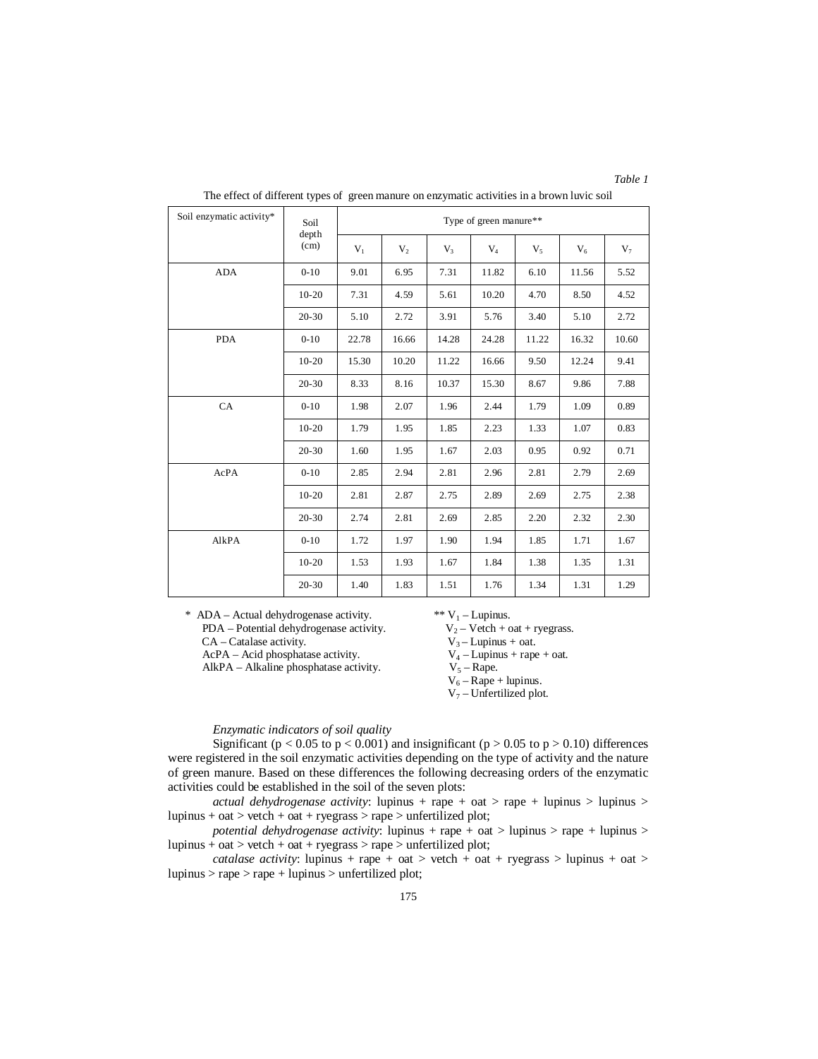*Table 1*

The effect of different types of green manure on enzymatic activities in a brown luvic soil

| Soil enzymatic activity* | Soil depth (cm) | Type of green manure** | | | | | | |
|---|---|---|---|---|---|---|---|---|
| | | $V_1$ | $V_2$ | $V_3$ | $V_4$ | $V_5$ | $V_6$ | $V_7$ |
| ADA | 0-10 | 9.01 | 6.95 | 7.31 | 11.82 | 6.10 | 11.56 | 5.52 |
| | 10-20 | 7.31 | 4.59 | 5.61 | 10.20 | 4.70 | 8.50 | 4.52 |
| | 20-30 | 5.10 | 2.72 | 3.91 | 5.76 | 3.40 | 5.10 | 2.72 |
| PDA | 0-10 | 22.78 | 16.66 | 14.28 | 24.28 | 11.22 | 16.32 | 10.60 |
| | 10-20 | 15.30 | 10.20 | 11.22 | 16.66 | 9.50 | 12.24 | 9.41 |
| | 20-30 | 8.33 | 8.16 | 10.37 | 15.30 | 8.67 | 9.86 | 7.88 |
| CA | 0-10 | 1.98 | 2.07 | 1.96 | 2.44 | 1.79 | 1.09 | 0.89 |
| | 10-20 | 1.79 | 1.95 | 1.85 | 2.23 | 1.33 | 1.07 | 0.83 |
| | 20-30 | 1.60 | 1.95 | 1.67 | 2.03 | 0.95 | 0.92 | 0.71 |
| AcPA | 0-10 | 2.85 | 2.94 | 2.81 | 2.96 | 2.81 | 2.79 | 2.69 |
| | 10-20 | 2.81 | 2.87 | 2.75 | 2.89 | 2.69 | 2.75 | 2.38 |
| | 20-30 | 2.74 | 2.81 | 2.69 | 2.85 | 2.20 | 2.32 | 2.30 |
| AlkPA | 0-10 | 1.72 | 1.97 | 1.90 | 1.94 | 1.85 | 1.71 | 1.67 |
| | 10-20 | 1.53 | 1.93 | 1.67 | 1.84 | 1.38 | 1.35 | 1.31 |
| | 20-30 | 1.40 | 1.83 | 1.51 | 1.76 | 1.34 | 1.31 | 1.29 |

\* ADA – Actual dehydrogenase activity.
PDA – Potential dehydrogenase activity.
CA – Catalase activity.
AcPA – Acid phosphatase activity.
AlkPA – Alkaline phosphatase activity.

** $V_1$ – Lupinus.
$V_2$ – Vetch + oat + ryegrass.
$V_3$ – Lupinus + oat.
$V_4$ – Lupinus + rape + oat.
$V_5$ – Rape.
$V_6$ – Rape + lupinus.
$V_7$ – Unfertilized plot.

*Enzymatic indicators of soil quality*

Significant ($p < 0.05$ to $p < 0.001$) and insignificant ($p > 0.05$ to $p > 0.10$) differences were registered in the soil enzymatic activities depending on the type of activity and the nature of green manure. Based on these differences the following decreasing orders of the enzymatic activities could be established in the soil of the seven plots:

*actual dehydrogenase activity*: lupinus + rape + oat > rape + lupinus > lupinus > lupinus + oat > vetch + oat + ryegrass > rape > unfertilized plot;

*potential dehydrogenase activity*: lupinus + rape + oat > lupinus > rape + lupinus > lupinus + oat > vetch + oat + ryegrass > rape > unfertilized plot;

*catalase activity*: lupinus + rape + oat > vetch + oat + ryegrass > lupinus + oat > lupinus > rape > rape + lupinus > unfertilized plot;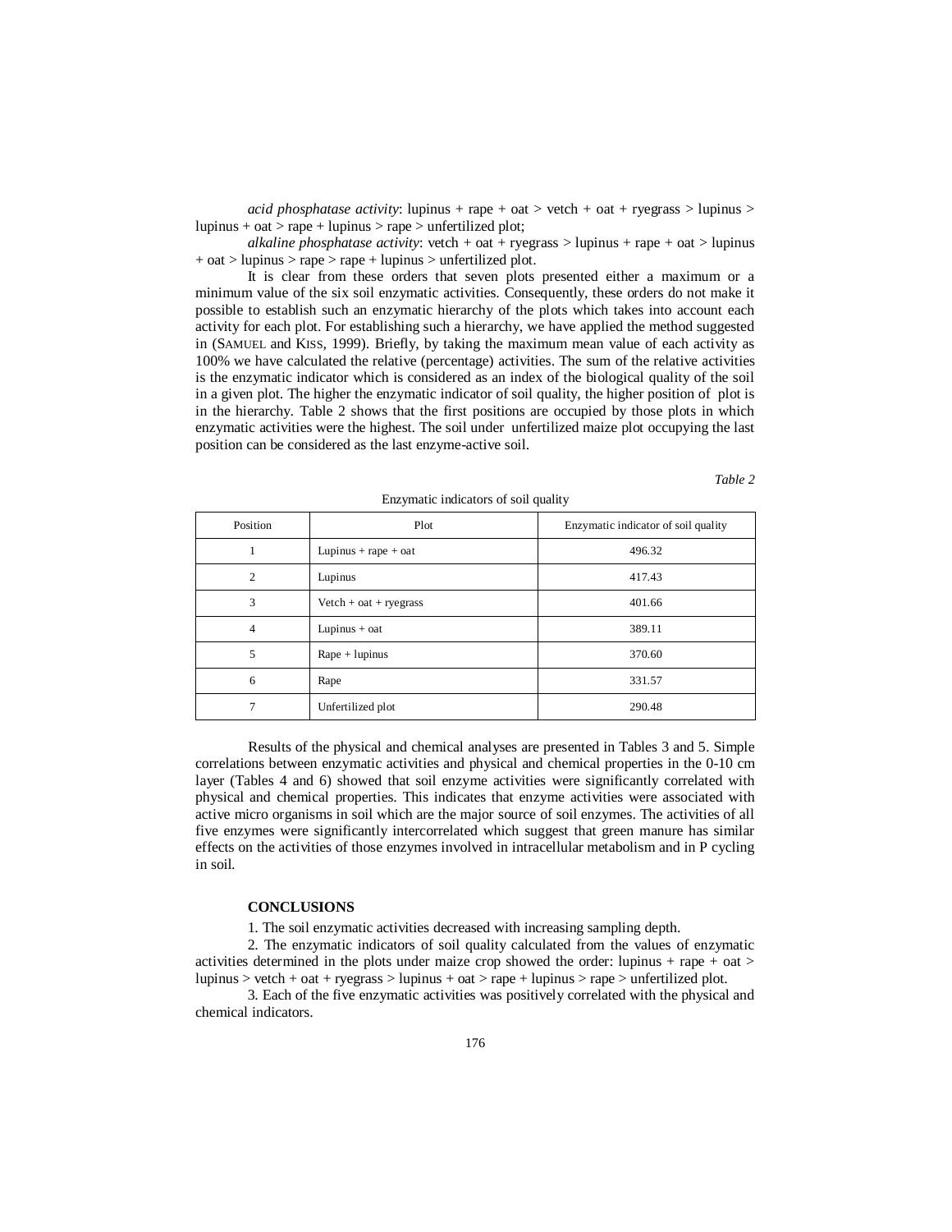*acid phosphatase activity*: lupinus + rape + oat > vetch + oat + ryegrass > lupinus > lupinus + oat > rape + lupinus > rape > unfertilized plot;

*alkaline phosphatase activity*: vetch + oat + ryegrass > lupinus + rape + oat > lupinus + oat > lupinus > rape > rape + lupinus > unfertilized plot.

It is clear from these orders that seven plots presented either a maximum or a minimum value of the six soil enzymatic activities. Consequently, these orders do not make it possible to establish such an enzymatic hierarchy of the plots which takes into account each activity for each plot. For establishing such a hierarchy, we have applied the method suggested in (SAMUEL and KISS, 1999). Briefly, by taking the maximum mean value of each activity as 100% we have calculated the relative (percentage) activities. The sum of the relative activities is the enzymatic indicator which is considered as an index of the biological quality of the soil in a given plot. The higher the enzymatic indicator of soil quality, the higher position of plot is in the hierarchy. Table 2 shows that the first positions are occupied by those plots in which enzymatic activities were the highest. The soil under unfertilized maize plot occupying the last position can be considered as the last enzyme-active soil.

*Table 2*

Enzymatic indicators of soil quality

| Position | Plot | Enzymatic indicator of soil quality |
|---|---|---|
| 1 | Lupinus + rape + oat | 496.32 |
| 2 | Lupinus | 417.43 |
| 3 | Vetch + oat + ryegrass | 401.66 |
| 4 | Lupinus + oat | 389.11 |
| 5 | Rape + lupinus | 370.60 |
| 6 | Rape | 331.57 |
| 7 | Unfertilized plot | 290.48 |

Results of the physical and chemical analyses are presented in Tables 3 and 5. Simple correlations between enzymatic activities and physical and chemical properties in the 0-10 cm layer (Tables 4 and 6) showed that soil enzyme activities were significantly correlated with physical and chemical properties. This indicates that enzyme activities were associated with active micro organisms in soil which are the major source of soil enzymes. The activities of all five enzymes were significantly intercorrelated which suggest that green manure has similar effects on the activities of those enzymes involved in intracellular metabolism and in P cycling in soil.

## CONCLUSIONS

1. The soil enzymatic activities decreased with increasing sampling depth.

2. The enzymatic indicators of soil quality calculated from the values of enzymatic activities determined in the plots under maize crop showed the order: lupinus + rape + oat > lupinus > vetch + oat + ryegrass > lupinus + oat > rape + lupinus > rape > unfertilized plot.

3. Each of the five enzymatic activities was positively correlated with the physical and chemical indicators.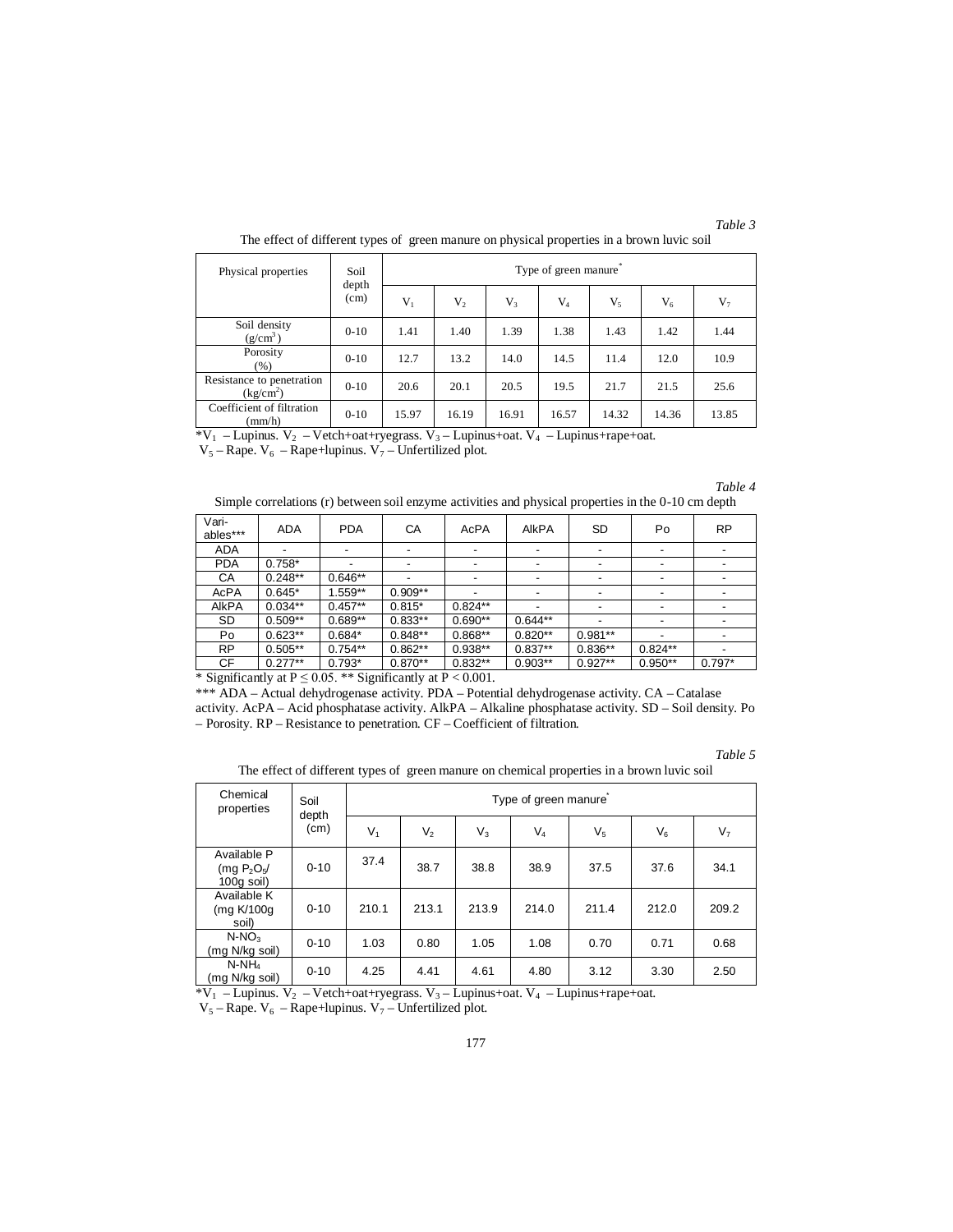*Table 3*

The effect of different types of green manure on physical properties in a brown luvic soil

| Physical properties | Soil depth (cm) | Type of green manure* | | | | | | |
|---|---|---|---|---|---|---|---|---|
| | | $V_1$ | $V_2$ | $V_3$ | $V_4$ | $V_5$ | $V_6$ | $V_7$ |
| Soil density ($g/cm^3$) | 0-10 | 1.41 | 1.40 | 1.39 | 1.38 | 1.43 | 1.42 | 1.44 |
| Porosity (%) | 0-10 | 12.7 | 13.2 | 14.0 | 14.5 | 11.4 | 12.0 | 10.9 |
| Resistance to penetration ($kg/cm^2$) | 0-10 | 20.6 | 20.1 | 20.5 | 19.5 | 21.7 | 21.5 | 25.6 |
| Coefficient of filtration (mm/h) | 0-10 | 15.97 | 16.19 | 16.91 | 16.57 | 14.32 | 14.36 | 13.85 |

*$V_1$ – Lupinus. $V_2$ – Vetch+oat+ryegrass. $V_3$ – Lupinus+oat. $V_4$ – Lupinus+rape+oat. $V_5$ – Rape. $V_6$ – Rape+lupinus. $V_7$ – Unfertilized plot.

*Table 4*

Simple correlations (r) between soil enzyme activities and physical properties in the 0-10 cm depth

| Vari-ables*** | ADA | PDA | CA | AcPA | AlkPA | SD | Po | RP |
|---|---|---|---|---|---|---|---|---|
| ADA | - | - | - | - | - | - | - | - |
| PDA | 0.758* | - | - | - | - | - | - | - |
| CA | 0.248** | 0.646** | - | - | - | - | - | - |
| AcPA | 0.645* | 1.559** | 0.909** | - | - | - | - | - |
| AlkPA | 0.034** | 0.457** | 0.815* | 0.824** | - | - | - | - |
| SD | 0.509** | 0.689** | 0.833** | 0.690** | 0.644** | - | - | - |
| Po | 0.623** | 0.684* | 0.848** | 0.868** | 0.820** | 0.981** | - | - |
| RP | 0.505** | 0.754** | 0.862** | 0.938** | 0.837** | 0.836** | 0.824** | - |
| CF | 0.277** | 0.793* | 0.870** | 0.832** | 0.903** | 0.927** | 0.950** | 0.797* |

* Significantly at $P \leq 0.05$. ** Significantly at $P < 0.001$.

*** ADA – Actual dehydrogenase activity. PDA – Potential dehydrogenase activity. CA – Catalase activity. AcPA – Acid phosphatase activity. AlkPA – Alkaline phosphatase activity. SD – Soil density. Po – Porosity. RP – Resistance to penetration. CF – Coefficient of filtration.

*Table 5*

The effect of different types of green manure on chemical properties in a brown luvic soil

| Chemical properties | Soil depth (cm) | Type of green manure* | | | | | | |
|---|---|---|---|---|---|---|---|---|
| | | $V_1$ | $V_2$ | $V_3$ | $V_4$ | $V_5$ | $V_6$ | $V_7$ |
| Available P (mg $P_2O_5$/ 100g soil) | 0-10 | 37.4 | 38.7 | 38.8 | 38.9 | 37.5 | 37.6 | 34.1 |
| Available K (mg K/100g soil) | 0-10 | 210.1 | 213.1 | 213.9 | 214.0 | 211.4 | 212.0 | 209.2 |
| $N\text{-}NO_3$ (mg N/kg soil) | 0-10 | 1.03 | 0.80 | 1.05 | 1.08 | 0.70 | 0.71 | 0.68 |
| $N\text{-}NH_4$ (mg N/kg soil) | 0-10 | 4.25 | 4.41 | 4.61 | 4.80 | 3.12 | 3.30 | 2.50 |

*$V_1$ – Lupinus. $V_2$ – Vetch+oat+ryegrass. $V_3$ – Lupinus+oat. $V_4$ – Lupinus+rape+oat. $V_5$ – Rape. $V_6$ – Rape+lupinus. $V_7$ – Unfertilized plot.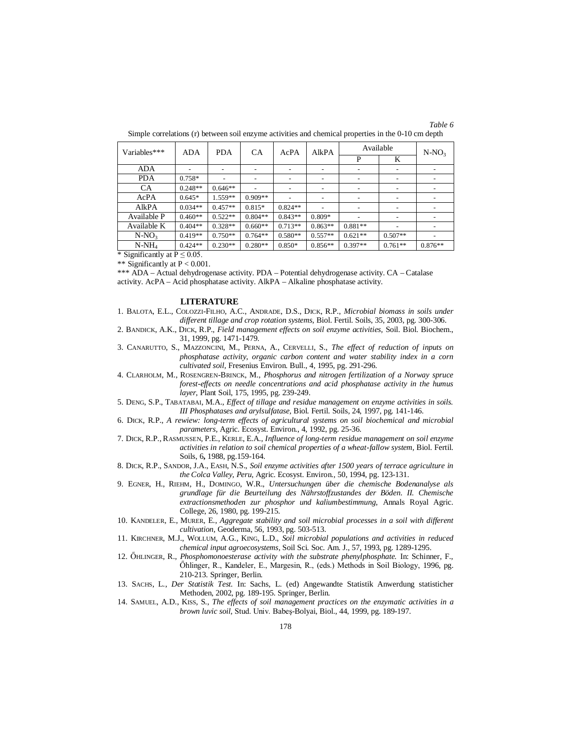*Table 6*

Simple correlations (r) between soil enzyme activities and chemical properties in the 0-10 cm depth

| Variables*** | ADA | PDA | CA | AcPA | AlkPA | Available | | $N\text{-}NO_3$ |
|---|---|---|---|---|---|---|---|---|
| | | | | | | P | K | |
| ADA | - | - | - | - | - | - | - | - |
| PDA | 0.758* | - | - | - | - | - | - | - |
| CA | 0.248** | 0.646** | - | - | - | - | - | - |
| AcPA | 0.645* | 1.559** | 0.909** | - | - | - | - | - |
| AlkPA | 0.034** | 0.457** | 0.815* | 0.824** | - | - | - | - |
| Available P | 0.460** | 0.522** | 0.804** | 0.843** | 0.809* | - | - | - |
| Available K | 0.404** | 0.328** | 0.660** | 0.713** | 0.863** | 0.881** | - | - |
| $N\text{-}NO_3$ | 0.419** | 0.750** | 0.764** | 0.580** | 0.557** | 0.621** | 0.507** | - |
| $N\text{-}NH_4$ | 0.424** | 0.230** | 0.280** | 0.850* | 0.856** | 0.397** | 0.761** | 0.876** |

* Significantly at $P \leq 0.05$.

** Significantly at $P < 0.001$.

*** ADA – Actual dehydrogenase activity. PDA – Potential dehydrogenase activity. CA – Catalase activity. AcPA – Acid phosphatase activity. AlkPA – Alkaline phosphatase activity.

## LITERATURE

1. BALOTA, E.L., COLOZZI-FILHO, A.C., ANDRADE, D.S., DICK, R.P., *Microbial biomass in soils under different tillage and crop rotation systems,* Biol. Fertil. Soils, 35, 2003, pg. 300-306.
2. BANDICK, A.K., DICK, R.P., *Field management effects on soil enzyme activities,* Soil. Biol. Biochem., 31, 1999, pg. 1471-1479.
3. CANARUTTO, S., MAZZONCINI, M., PERNA, A., CERVELLI, S., *The effect of reduction of inputs on phosphatase activity, organic carbon content and water stability index in a corn cultivated soil,* Fresenius Environ. Bull., 4, 1995, pg. 291-296.
4. CLARHOLM, M., ROSENGREN-BRINCK, M., *Phosphorus and nitrogen fertilization of a Norway spruce forest-effects on needle concentrations and acid phosphatase activity in the humus layer,* Plant Soil, 175, 1995, pg. 239-249.
5. DENG, S.P., TABATABAI, M.A., *Effect of tillage and residue management on enzyme activities in soils. III Phosphatases and arylsulfatase,* Biol. Fertil. Soils, 24, 1997, pg. 141-146.
6. DICK, R.P., *A rewiew: long-term effects of agricultural systems on soil biochemical and microbial parameters,* Agric. Ecosyst. Environ., 4, 1992, pg. 25-36.
7. DICK, R.P., RASMUSSEN, P.E., KERLE, E.A., *Influence of long-term residue management on soil enzyme activities in relation to soil chemical properties of a wheat-fallow system,* Biol. Fertil. Soils, 6**,** 1988, pg.159-164.
8. DICK, R.P., SANDOR, J.A., EASH, N.S., *Soil enzyme activities after 1500 years of terrace agriculture in the Colca Valley, Peru,* Agric. Ecosyst. Environ., 50, 1994, pg. 123-131.
9. EGNER, H., RIEHM, H., DOMINGO, W.R., *Untersuchungen über die chemische Bodenanalyse als grundlage für die Beurteilung des Nährstoffzustandes der Böden. II. Chemische extractionsmethoden zur phosphor und kaliumbestimmung,* Annals Royal Agric. College, 26, 1980, pg. 199-215.
10. KANDELER, E., MURER, E., *Aggregate stability and soil microbial processes in a soil with different cultivation,* Geoderma, 56, 1993, pg. 503-513.
11. KIRCHNER, M.J., WOLLUM, A.G., KING, L.D., *Soil microbial populations and activities in reduced chemical input agroecosystems,* Soil Sci. Soc. Am. J., 57, 1993, pg. 1289-1295.
12. ÖHLINGER, R., *Phosphomonoesterase activity with the substrate phenylphosphate.* In: Schinner, F., Öhlinger, R., Kandeler, E., Margesin, R., (eds.) Methods in Soil Biology, 1996, pg. 210-213. Springer, Berlin.
13. SACHS, L., *Der Statistik Test.* In: Sachs, L. (ed) Angewandte Statistik Anwerdung statisticher Methoden, 2002, pg. 189-195. Springer, Berlin.
14. SAMUEL, A.D., KISS, S., *The effects of soil management practices on the enzymatic activities in a brown luvic soil,* Stud. Univ. Babeş-Bolyai, Biol., 44, 1999, pg. 189-197.